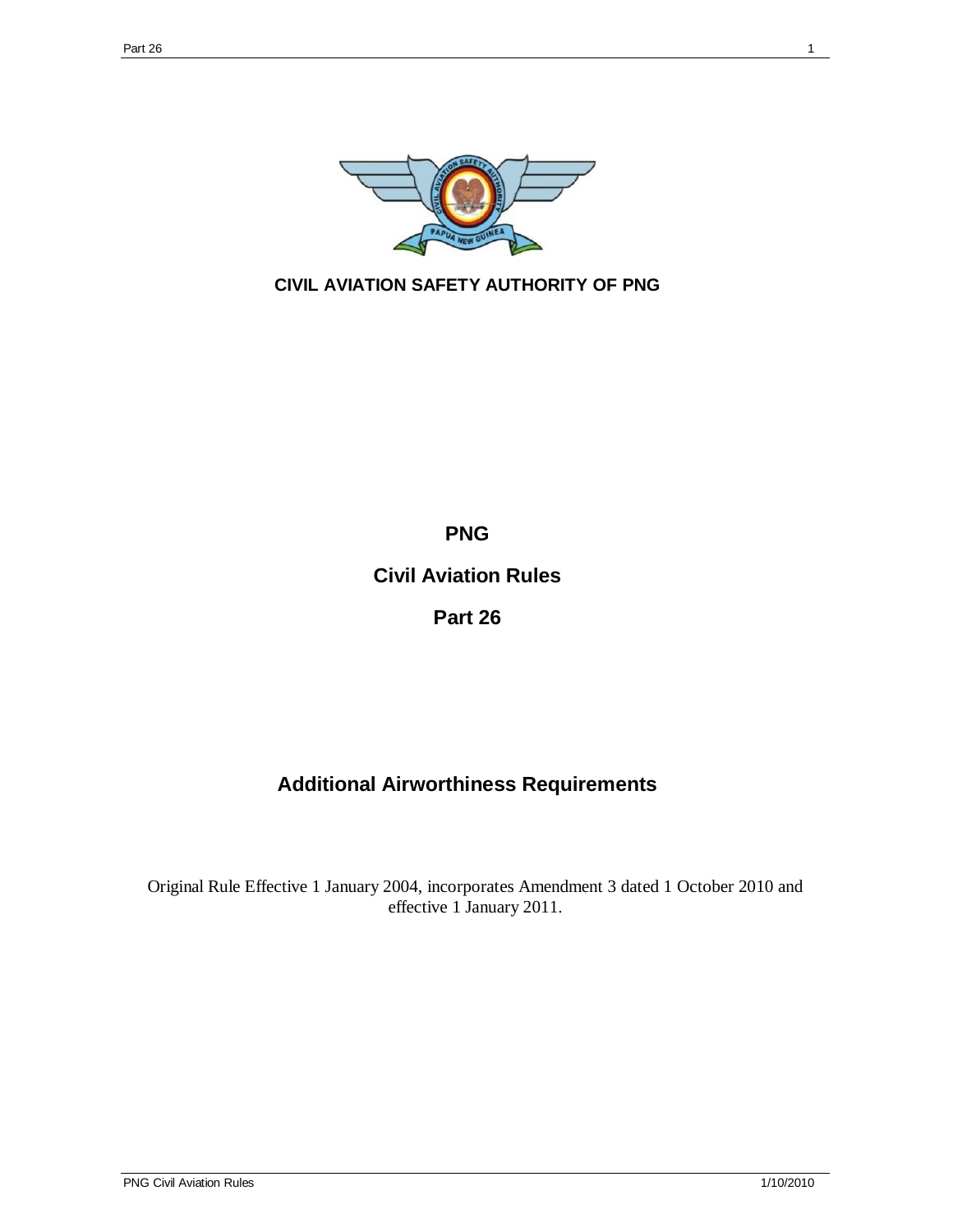**CIVIL AVIATION SAFETY AUTHORITY OF PNG**

# PNG

# Civil Aviation Rules

# Part 26

## Additional Airworthiness Requirements

Original Rule Effective 1 January 2004, incorporates Amendment 3 dated 1 October 2010 and effective 1 January 2011.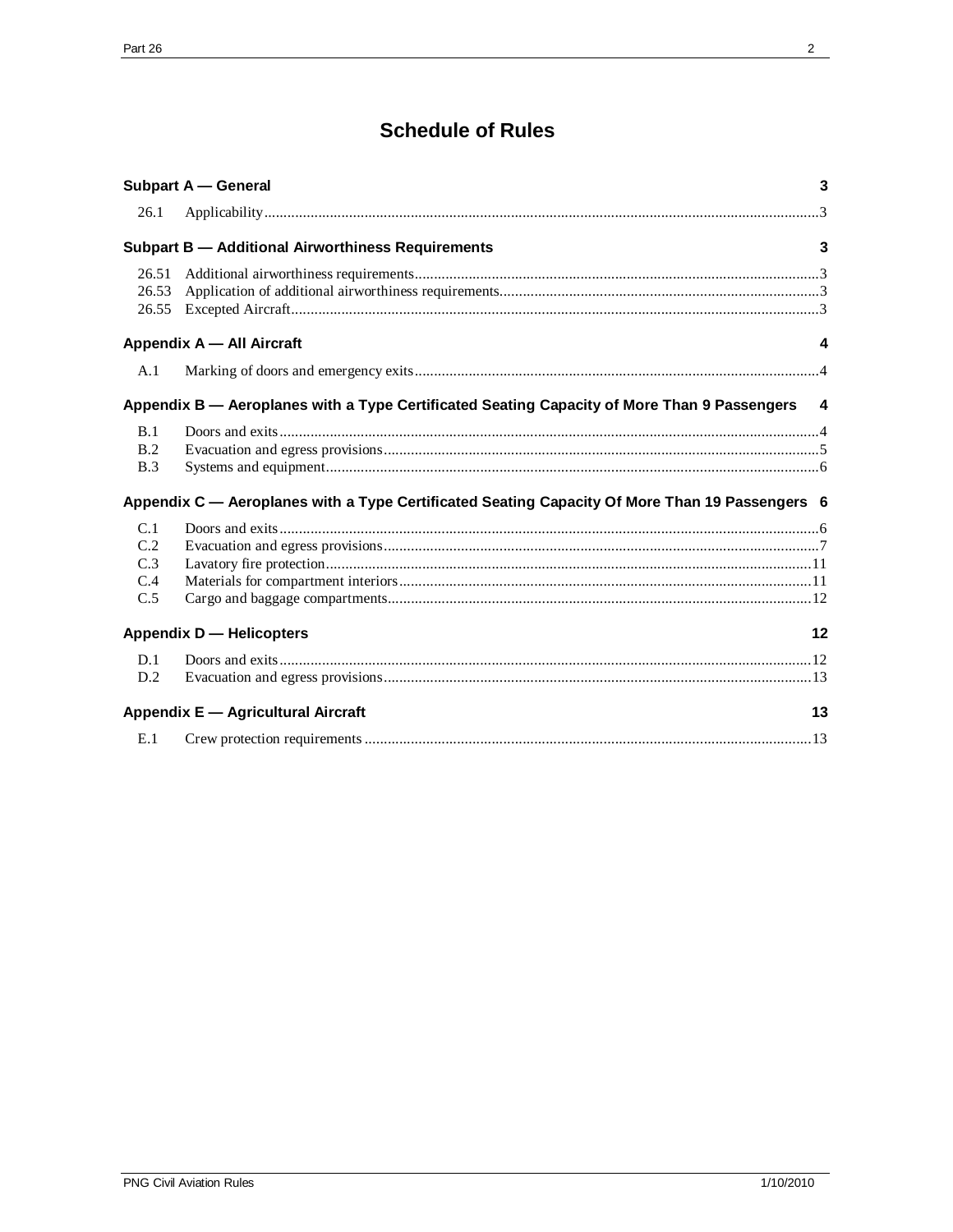# Schedule of Rules

| | | |
|---|---|---|
| **Subpart A — General** | | **3** |
| 26.1 | Applicability | 3 |
| **Subpart B — Additional Airworthiness Requirements** | | **3** |
| 26.51 | Additional airworthiness requirements | 3 |
| 26.53 | Application of additional airworthiness requirements | 3 |
| 26.55 | Excepted Aircraft | 3 |
| **Appendix A — All Aircraft** | | **4** |
| A.1 | Marking of doors and emergency exits | 4 |
| **Appendix B — Aeroplanes with a Type Certificated Seating Capacity of More Than 9 Passengers** | | **4** |
| B.1 | Doors and exits | 4 |
| B.2 | Evacuation and egress provisions | 5 |
| B.3 | Systems and equipment | 6 |
| **Appendix C — Aeroplanes with a Type Certificated Seating Capacity Of More Than 19 Passengers** | | **6** |
| C.1 | Doors and exits | 6 |
| C.2 | Evacuation and egress provisions | 7 |
| C.3 | Lavatory fire protection | 11 |
| C.4 | Materials for compartment interiors | 11 |
| C.5 | Cargo and baggage compartments | 12 |
| **Appendix D — Helicopters** | | **12** |
| D.1 | Doors and exits | 12 |
| D.2 | Evacuation and egress provisions | 13 |
| **Appendix E — Agricultural Aircraft** | | **13** |
| E.1 | Crew protection requirements | 13 |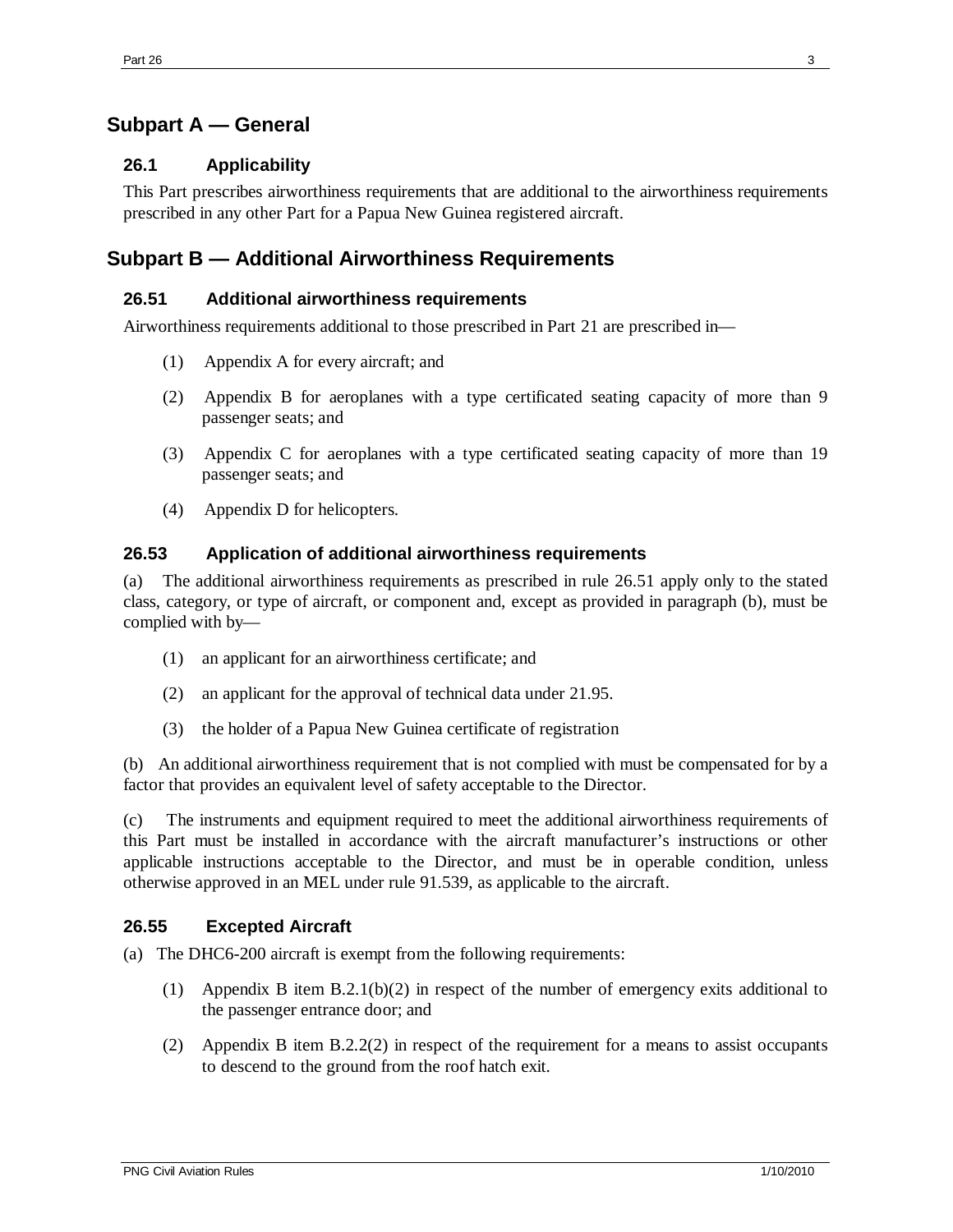## Subpart A — General

### 26.1 Applicability

This Part prescribes airworthiness requirements that are additional to the airworthiness requirements prescribed in any other Part for a Papua New Guinea registered aircraft.

## Subpart B — Additional Airworthiness Requirements

### 26.51 Additional airworthiness requirements

Airworthiness requirements additional to those prescribed in Part 21 are prescribed in—

(1) Appendix A for every aircraft; and

(2) Appendix B for aeroplanes with a type certificated seating capacity of more than 9 passenger seats; and

(3) Appendix C for aeroplanes with a type certificated seating capacity of more than 19 passenger seats; and

(4) Appendix D for helicopters.

### 26.53 Application of additional airworthiness requirements

(a) The additional airworthiness requirements as prescribed in rule 26.51 apply only to the stated class, category, or type of aircraft, or component and, except as provided in paragraph (b), must be complied with by—

(1) an applicant for an airworthiness certificate; and

(2) an applicant for the approval of technical data under 21.95.

(3) the holder of a Papua New Guinea certificate of registration

(b) An additional airworthiness requirement that is not complied with must be compensated for by a factor that provides an equivalent level of safety acceptable to the Director.

(c) The instruments and equipment required to meet the additional airworthiness requirements of this Part must be installed in accordance with the aircraft manufacturer's instructions or other applicable instructions acceptable to the Director, and must be in operable condition, unless otherwise approved in an MEL under rule 91.539, as applicable to the aircraft.

### 26.55 Excepted Aircraft

(a) The DHC6-200 aircraft is exempt from the following requirements:

(1) Appendix B item B.2.1(b)(2) in respect of the number of emergency exits additional to the passenger entrance door; and

(2) Appendix B item B.2.2(2) in respect of the requirement for a means to assist occupants to descend to the ground from the roof hatch exit.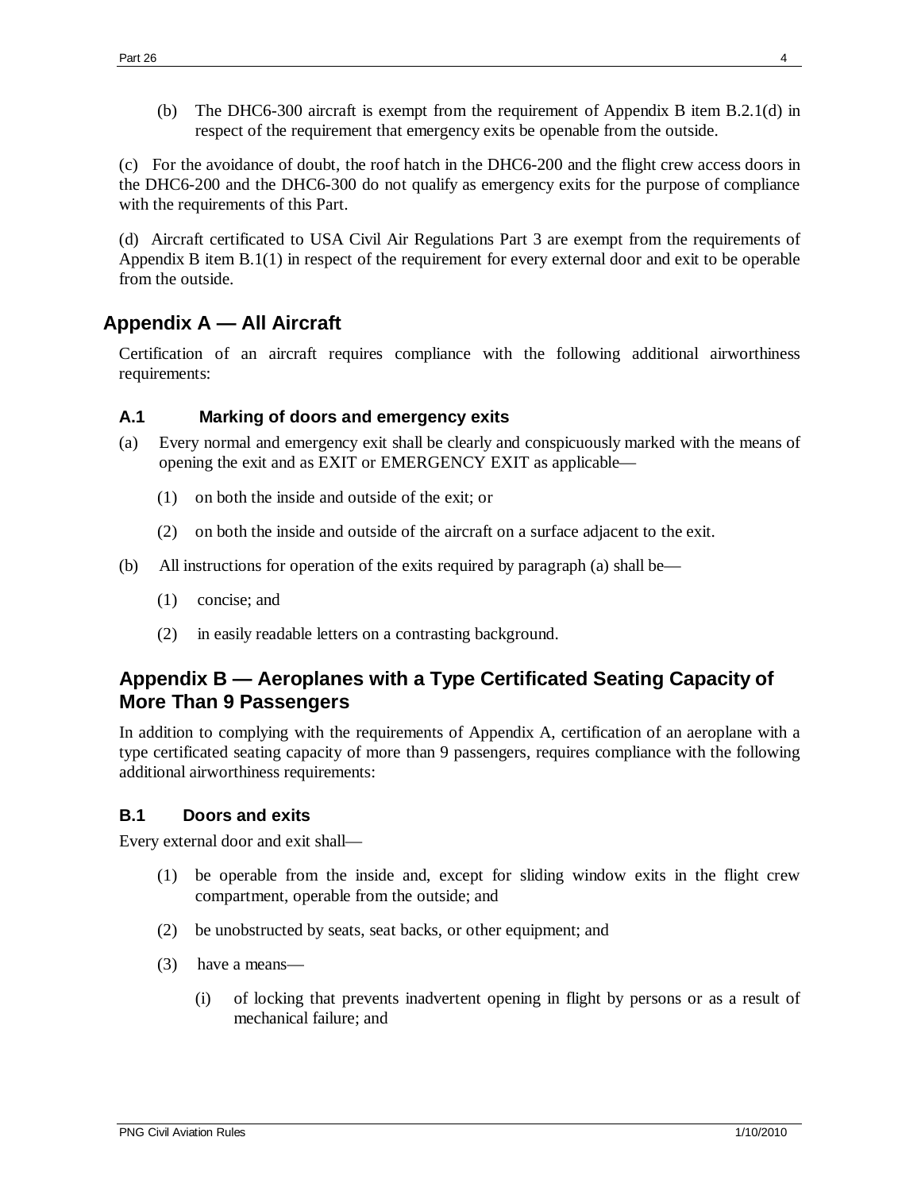(b) The DHC6-300 aircraft is exempt from the requirement of Appendix B item B.2.1(d) in respect of the requirement that emergency exits be openable from the outside.

(c) For the avoidance of doubt, the roof hatch in the DHC6-200 and the flight crew access doors in the DHC6-200 and the DHC6-300 do not qualify as emergency exits for the purpose of compliance with the requirements of this Part.

(d) Aircraft certificated to USA Civil Air Regulations Part 3 are exempt from the requirements of Appendix B item B.1(1) in respect of the requirement for every external door and exit to be operable from the outside.

## Appendix A — All Aircraft

Certification of an aircraft requires compliance with the following additional airworthiness requirements:

### A.1 Marking of doors and emergency exits

(a) Every normal and emergency exit shall be clearly and conspicuously marked with the means of opening the exit and as EXIT or EMERGENCY EXIT as applicable—

(1) on both the inside and outside of the exit; or

(2) on both the inside and outside of the aircraft on a surface adjacent to the exit.

(b) All instructions for operation of the exits required by paragraph (a) shall be—

(1) concise; and

(2) in easily readable letters on a contrasting background.

## Appendix B — Aeroplanes with a Type Certificated Seating Capacity of More Than 9 Passengers

In addition to complying with the requirements of Appendix A, certification of an aeroplane with a type certificated seating capacity of more than 9 passengers, requires compliance with the following additional airworthiness requirements:

### B.1 Doors and exits

Every external door and exit shall—

(1) be operable from the inside and, except for sliding window exits in the flight crew compartment, operable from the outside; and

(2) be unobstructed by seats, seat backs, or other equipment; and

(3) have a means—

(i) of locking that prevents inadvertent opening in flight by persons or as a result of mechanical failure; and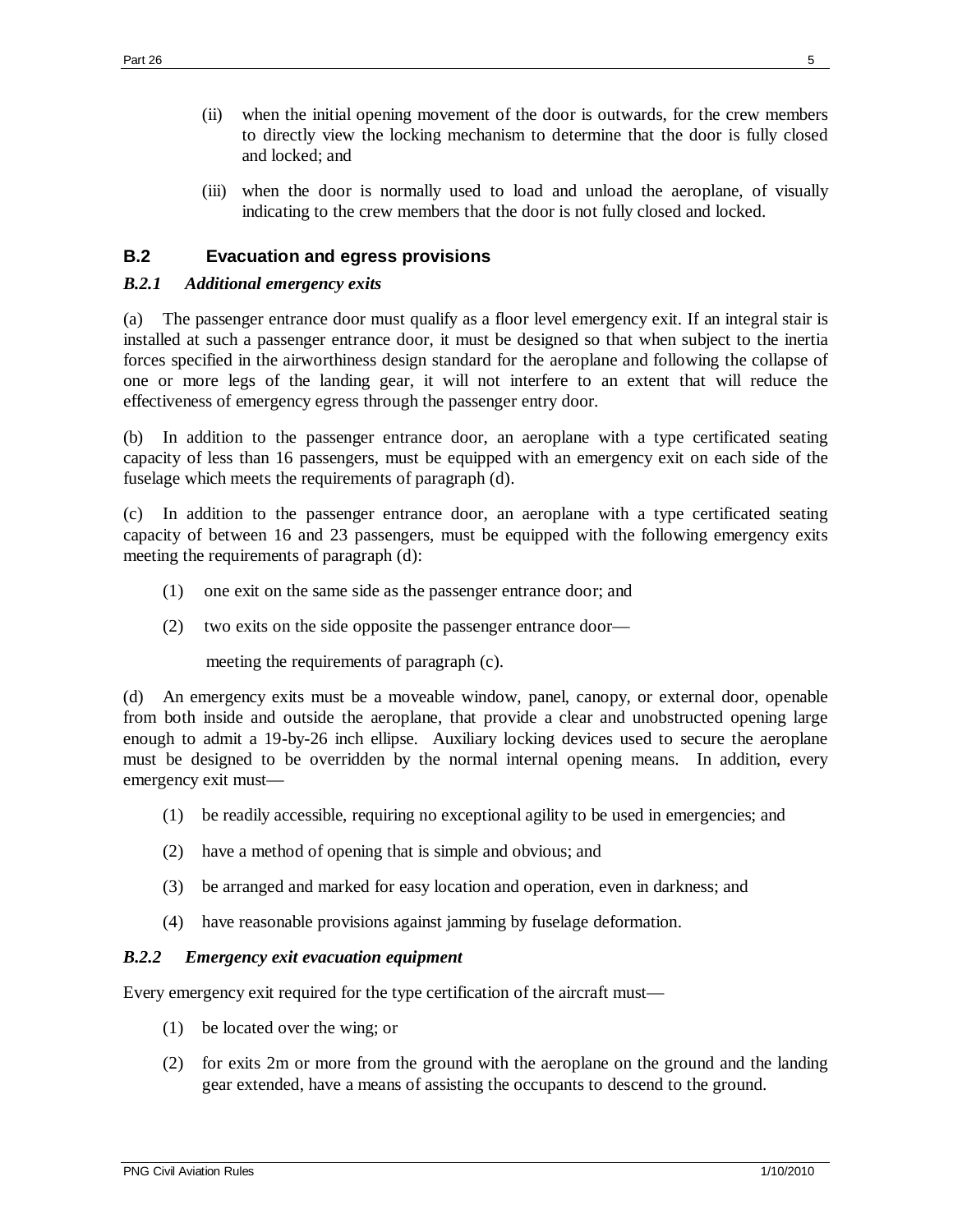(ii) when the initial opening movement of the door is outwards, for the crew members to directly view the locking mechanism to determine that the door is fully closed and locked; and

(iii) when the door is normally used to load and unload the aeroplane, of visually indicating to the crew members that the door is not fully closed and locked.

## B.2 Evacuation and egress provisions

### *B.2.1 Additional emergency exits*

(a) The passenger entrance door must qualify as a floor level emergency exit. If an integral stair is installed at such a passenger entrance door, it must be designed so that when subject to the inertia forces specified in the airworthiness design standard for the aeroplane and following the collapse of one or more legs of the landing gear, it will not interfere to an extent that will reduce the effectiveness of emergency egress through the passenger entry door.

(b) In addition to the passenger entrance door, an aeroplane with a type certificated seating capacity of less than 16 passengers, must be equipped with an emergency exit on each side of the fuselage which meets the requirements of paragraph (d).

(c) In addition to the passenger entrance door, an aeroplane with a type certificated seating capacity of between 16 and 23 passengers, must be equipped with the following emergency exits meeting the requirements of paragraph (d):

(1) one exit on the same side as the passenger entrance door; and

(2) two exits on the side opposite the passenger entrance door—

meeting the requirements of paragraph (c).

(d) An emergency exits must be a moveable window, panel, canopy, or external door, openable from both inside and outside the aeroplane, that provide a clear and unobstructed opening large enough to admit a 19-by-26 inch ellipse. Auxiliary locking devices used to secure the aeroplane must be designed to be overridden by the normal internal opening means. In addition, every emergency exit must—

(1) be readily accessible, requiring no exceptional agility to be used in emergencies; and

(2) have a method of opening that is simple and obvious; and

(3) be arranged and marked for easy location and operation, even in darkness; and

(4) have reasonable provisions against jamming by fuselage deformation.

### *B.2.2 Emergency exit evacuation equipment*

Every emergency exit required for the type certification of the aircraft must—

(1) be located over the wing; or

(2) for exits 2m or more from the ground with the aeroplane on the ground and the landing gear extended, have a means of assisting the occupants to descend to the ground.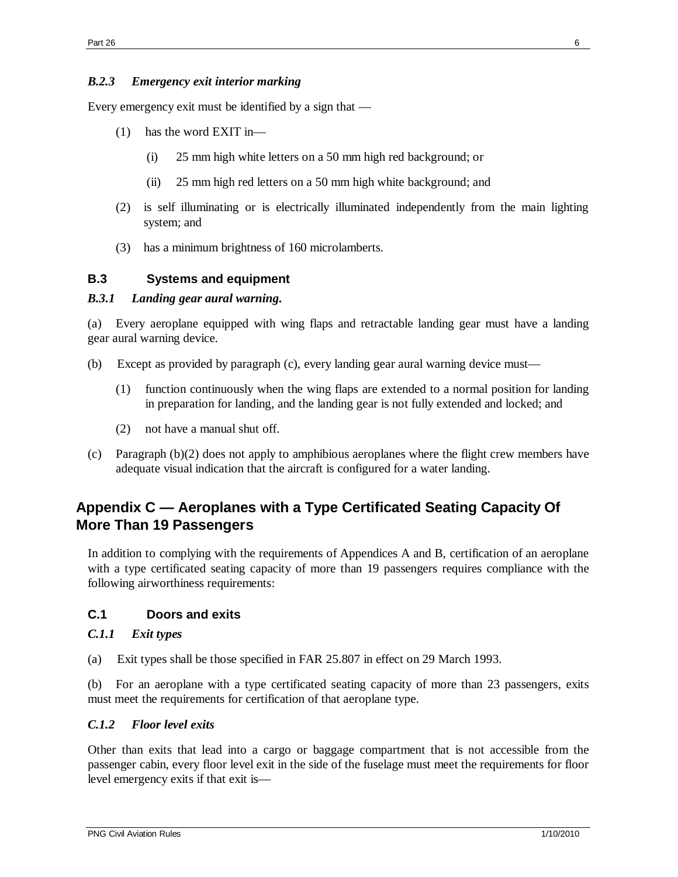### *B.2.3 Emergency exit interior marking*

Every emergency exit must be identified by a sign that —

(1) has the word EXIT in—

(i) 25 mm high white letters on a 50 mm high red background; or

(ii) 25 mm high red letters on a 50 mm high white background; and

(2) is self illuminating or is electrically illuminated independently from the main lighting system; and

(3) has a minimum brightness of 160 microlamberts.

### B.3 Systems and equipment

#### *B.3.1 Landing gear aural warning.*

(a) Every aeroplane equipped with wing flaps and retractable landing gear must have a landing gear aural warning device.

(b) Except as provided by paragraph (c), every landing gear aural warning device must—

(1) function continuously when the wing flaps are extended to a normal position for landing in preparation for landing, and the landing gear is not fully extended and locked; and

(2) not have a manual shut off.

(c) Paragraph (b)(2) does not apply to amphibious aeroplanes where the flight crew members have adequate visual indication that the aircraft is configured for a water landing.

## Appendix C — Aeroplanes with a Type Certificated Seating Capacity Of More Than 19 Passengers

In addition to complying with the requirements of Appendices A and B, certification of an aeroplane with a type certificated seating capacity of more than 19 passengers requires compliance with the following airworthiness requirements:

### C.1 Doors and exits

#### *C.1.1 Exit types*

(a) Exit types shall be those specified in FAR 25.807 in effect on 29 March 1993.

(b) For an aeroplane with a type certificated seating capacity of more than 23 passengers, exits must meet the requirements for certification of that aeroplane type.

#### *C.1.2 Floor level exits*

Other than exits that lead into a cargo or baggage compartment that is not accessible from the passenger cabin, every floor level exit in the side of the fuselage must meet the requirements for floor level emergency exits if that exit is—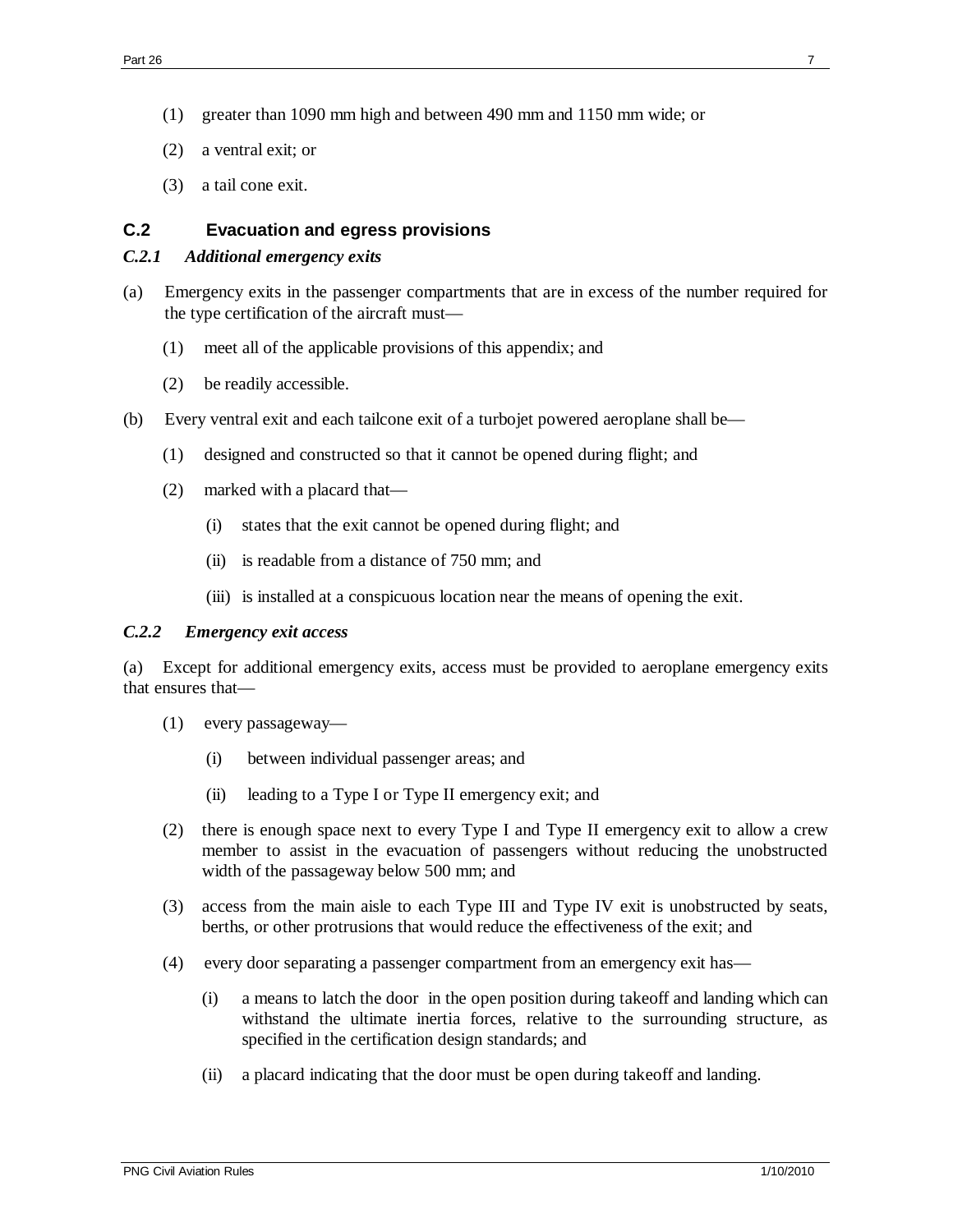(1) greater than 1090 mm high and between 490 mm and 1150 mm wide; or

(2) a ventral exit; or

(3) a tail cone exit.

## C.2 Evacuation and egress provisions

### *C.2.1 Additional emergency exits*

(a) Emergency exits in the passenger compartments that are in excess of the number required for the type certification of the aircraft must—

(1) meet all of the applicable provisions of this appendix; and

(2) be readily accessible.

(b) Every ventral exit and each tailcone exit of a turbojet powered aeroplane shall be—

(1) designed and constructed so that it cannot be opened during flight; and

(2) marked with a placard that—

(i) states that the exit cannot be opened during flight; and

(ii) is readable from a distance of 750 mm; and

(iii) is installed at a conspicuous location near the means of opening the exit.

### *C.2.2 Emergency exit access*

(a) Except for additional emergency exits, access must be provided to aeroplane emergency exits that ensures that—

(1) every passageway—

(i) between individual passenger areas; and

(ii) leading to a Type I or Type II emergency exit; and

(2) there is enough space next to every Type I and Type II emergency exit to allow a crew member to assist in the evacuation of passengers without reducing the unobstructed width of the passageway below 500 mm; and

(3) access from the main aisle to each Type III and Type IV exit is unobstructed by seats, berths, or other protrusions that would reduce the effectiveness of the exit; and

(4) every door separating a passenger compartment from an emergency exit has—

(i) a means to latch the door in the open position during takeoff and landing which can withstand the ultimate inertia forces, relative to the surrounding structure, as specified in the certification design standards; and

(ii) a placard indicating that the door must be open during takeoff and landing.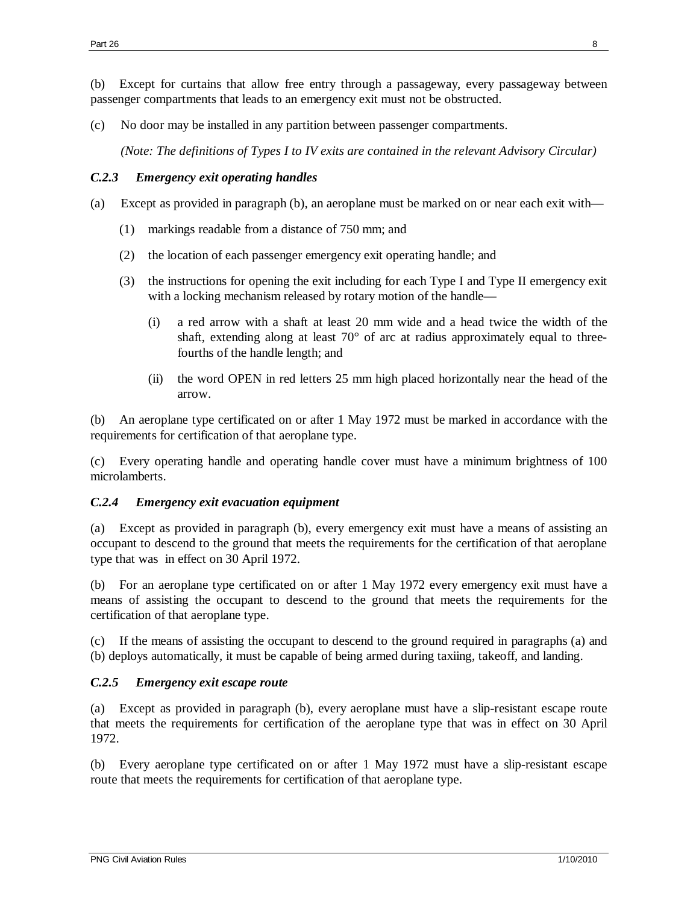(b) Except for curtains that allow free entry through a passageway, every passageway between passenger compartments that leads to an emergency exit must not be obstructed.

(c) No door may be installed in any partition between passenger compartments.

*(Note: The definitions of Types I to IV exits are contained in the relevant Advisory Circular)*

### *C.2.3 Emergency exit operating handles*

(a) Except as provided in paragraph (b), an aeroplane must be marked on or near each exit with—

- (1) markings readable from a distance of 750 mm; and
- (2) the location of each passenger emergency exit operating handle; and
- (3) the instructions for opening the exit including for each Type I and Type II emergency exit with a locking mechanism released by rotary motion of the handle—
  - (i) a red arrow with a shaft at least 20 mm wide and a head twice the width of the shaft, extending along at least 70° of arc at radius approximately equal to three-fourths of the handle length; and
  - (ii) the word OPEN in red letters 25 mm high placed horizontally near the head of the arrow.

(b) An aeroplane type certificated on or after 1 May 1972 must be marked in accordance with the requirements for certification of that aeroplane type.

(c) Every operating handle and operating handle cover must have a minimum brightness of 100 microlamberts.

### *C.2.4 Emergency exit evacuation equipment*

(a) Except as provided in paragraph (b), every emergency exit must have a means of assisting an occupant to descend to the ground that meets the requirements for the certification of that aeroplane type that was in effect on 30 April 1972.

(b) For an aeroplane type certificated on or after 1 May 1972 every emergency exit must have a means of assisting the occupant to descend to the ground that meets the requirements for the certification of that aeroplane type.

(c) If the means of assisting the occupant to descend to the ground required in paragraphs (a) and (b) deploys automatically, it must be capable of being armed during taxiing, takeoff, and landing.

### *C.2.5 Emergency exit escape route*

(a) Except as provided in paragraph (b), every aeroplane must have a slip-resistant escape route that meets the requirements for certification of the aeroplane type that was in effect on 30 April 1972.

(b) Every aeroplane type certificated on or after 1 May 1972 must have a slip-resistant escape route that meets the requirements for certification of that aeroplane type.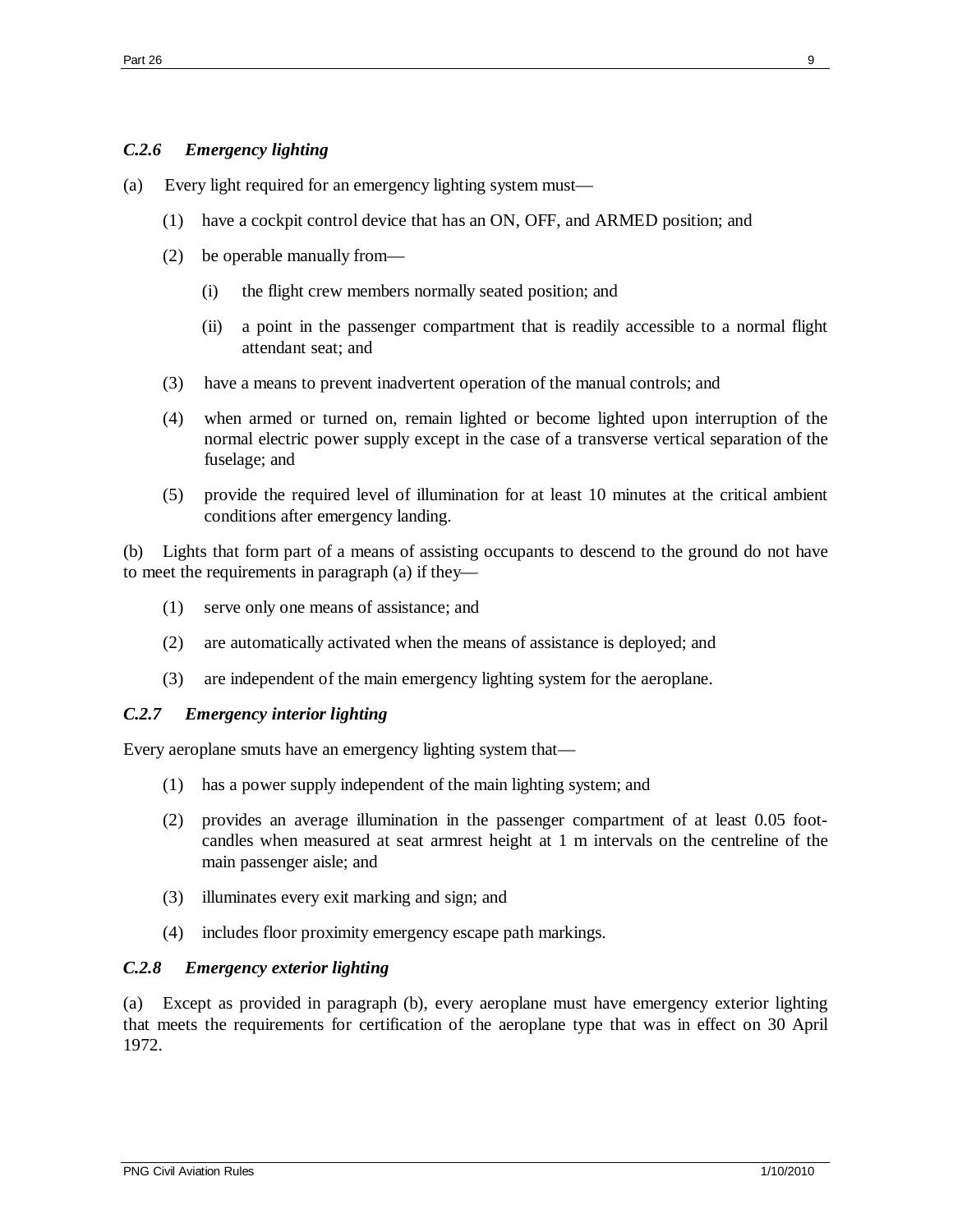### *C.2.6 Emergency lighting*

(a) Every light required for an emergency lighting system must—

(1) have a cockpit control device that has an ON, OFF, and ARMED position; and

(2) be operable manually from—

(i) the flight crew members normally seated position; and

(ii) a point in the passenger compartment that is readily accessible to a normal flight attendant seat; and

(3) have a means to prevent inadvertent operation of the manual controls; and

(4) when armed or turned on, remain lighted or become lighted upon interruption of the normal electric power supply except in the case of a transverse vertical separation of the fuselage; and

(5) provide the required level of illumination for at least 10 minutes at the critical ambient conditions after emergency landing.

(b) Lights that form part of a means of assisting occupants to descend to the ground do not have to meet the requirements in paragraph (a) if they—

(1) serve only one means of assistance; and

(2) are automatically activated when the means of assistance is deployed; and

(3) are independent of the main emergency lighting system for the aeroplane.

### *C.2.7 Emergency interior lighting*

Every aeroplane smuts have an emergency lighting system that—

(1) has a power supply independent of the main lighting system; and

(2) provides an average illumination in the passenger compartment of at least 0.05 foot-candles when measured at seat armrest height at 1 m intervals on the centreline of the main passenger aisle; and

(3) illuminates every exit marking and sign; and

(4) includes floor proximity emergency escape path markings.

### *C.2.8 Emergency exterior lighting*

(a) Except as provided in paragraph (b), every aeroplane must have emergency exterior lighting that meets the requirements for certification of the aeroplane type that was in effect on 30 April 1972.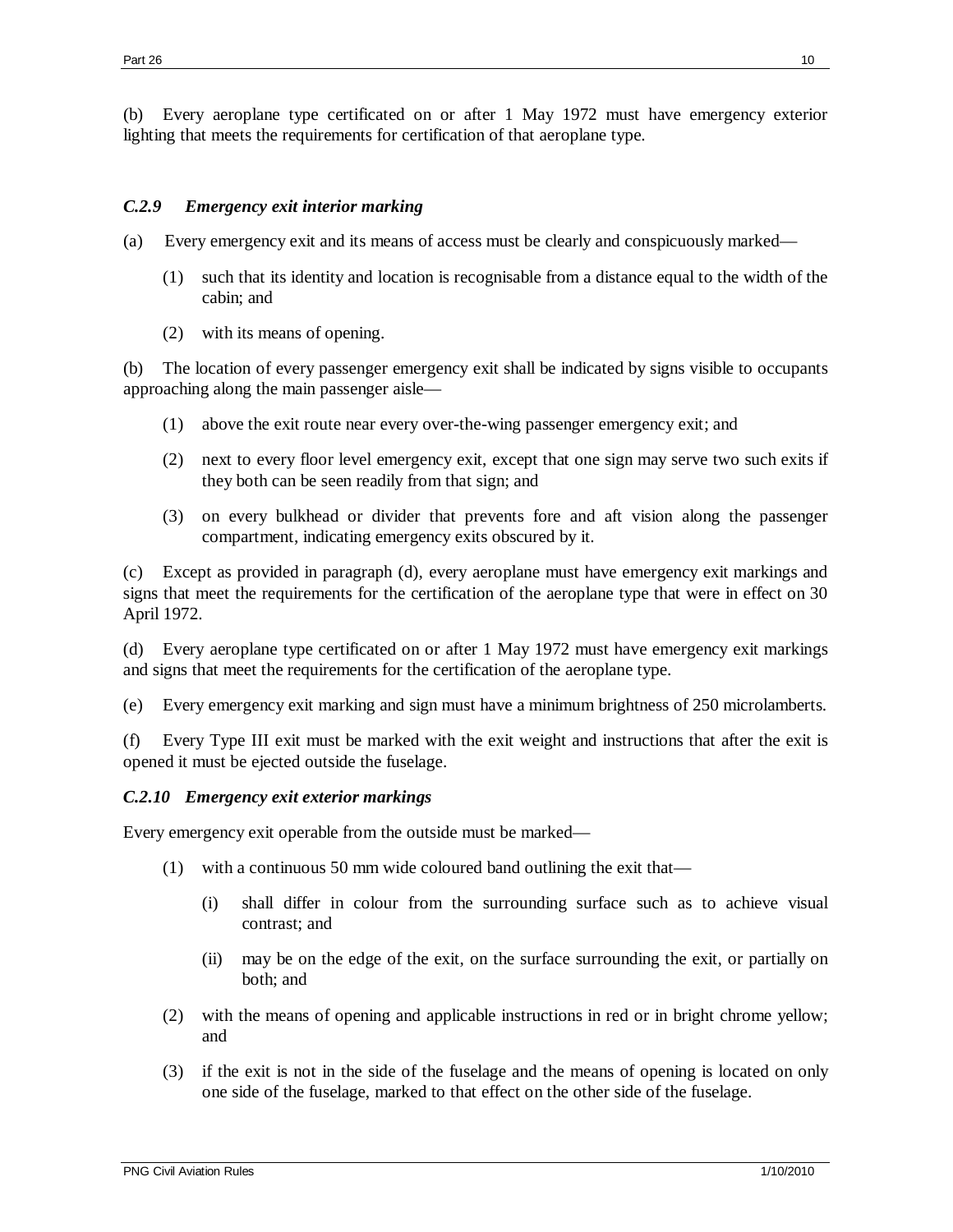(b) Every aeroplane type certificated on or after 1 May 1972 must have emergency exterior lighting that meets the requirements for certification of that aeroplane type.

### *C.2.9 Emergency exit interior marking*

(a) Every emergency exit and its means of access must be clearly and conspicuously marked—

(1) such that its identity and location is recognisable from a distance equal to the width of the cabin; and

(2) with its means of opening.

(b) The location of every passenger emergency exit shall be indicated by signs visible to occupants approaching along the main passenger aisle—

(1) above the exit route near every over-the-wing passenger emergency exit; and

(2) next to every floor level emergency exit, except that one sign may serve two such exits if they both can be seen readily from that sign; and

(3) on every bulkhead or divider that prevents fore and aft vision along the passenger compartment, indicating emergency exits obscured by it.

(c) Except as provided in paragraph (d), every aeroplane must have emergency exit markings and signs that meet the requirements for the certification of the aeroplane type that were in effect on 30 April 1972.

(d) Every aeroplane type certificated on or after 1 May 1972 must have emergency exit markings and signs that meet the requirements for the certification of the aeroplane type.

(e) Every emergency exit marking and sign must have a minimum brightness of 250 microlamberts.

(f) Every Type III exit must be marked with the exit weight and instructions that after the exit is opened it must be ejected outside the fuselage.

### *C.2.10 Emergency exit exterior markings*

Every emergency exit operable from the outside must be marked—

(1) with a continuous 50 mm wide coloured band outlining the exit that—

(i) shall differ in colour from the surrounding surface such as to achieve visual contrast; and

(ii) may be on the edge of the exit, on the surface surrounding the exit, or partially on both; and

(2) with the means of opening and applicable instructions in red or in bright chrome yellow; and

(3) if the exit is not in the side of the fuselage and the means of opening is located on only one side of the fuselage, marked to that effect on the other side of the fuselage.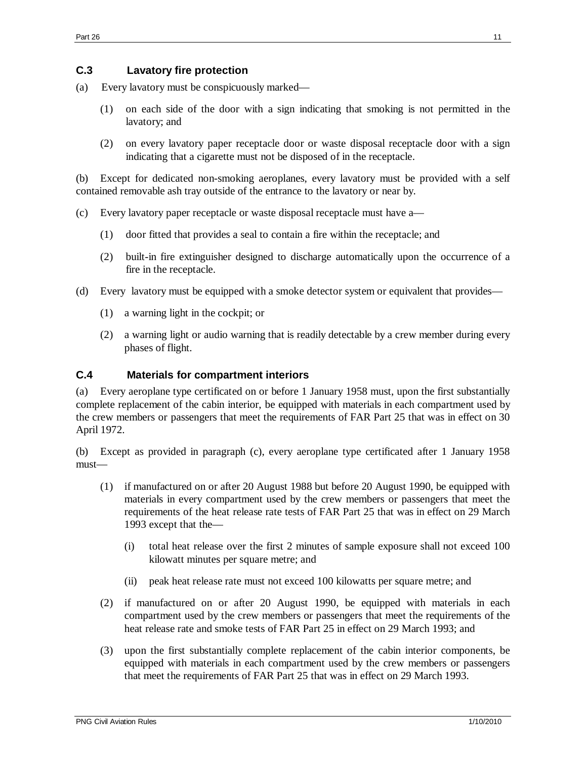### C.3 Lavatory fire protection

(a) Every lavatory must be conspicuously marked—

(1) on each side of the door with a sign indicating that smoking is not permitted in the lavatory; and

(2) on every lavatory paper receptacle door or waste disposal receptacle door with a sign indicating that a cigarette must not be disposed of in the receptacle.

(b) Except for dedicated non-smoking aeroplanes, every lavatory must be provided with a self contained removable ash tray outside of the entrance to the lavatory or near by.

(c) Every lavatory paper receptacle or waste disposal receptacle must have a—

(1) door fitted that provides a seal to contain a fire within the receptacle; and

(2) built-in fire extinguisher designed to discharge automatically upon the occurrence of a fire in the receptacle.

(d) Every lavatory must be equipped with a smoke detector system or equivalent that provides—

(1) a warning light in the cockpit; or

(2) a warning light or audio warning that is readily detectable by a crew member during every phases of flight.

### C.4 Materials for compartment interiors

(a) Every aeroplane type certificated on or before 1 January 1958 must, upon the first substantially complete replacement of the cabin interior, be equipped with materials in each compartment used by the crew members or passengers that meet the requirements of FAR Part 25 that was in effect on 30 April 1972.

(b) Except as provided in paragraph (c), every aeroplane type certificated after 1 January 1958 must—

(1) if manufactured on or after 20 August 1988 but before 20 August 1990, be equipped with materials in every compartment used by the crew members or passengers that meet the requirements of the heat release rate tests of FAR Part 25 that was in effect on 29 March 1993 except that the—

(i) total heat release over the first 2 minutes of sample exposure shall not exceed 100 kilowatt minutes per square metre; and

(ii) peak heat release rate must not exceed 100 kilowatts per square metre; and

(2) if manufactured on or after 20 August 1990, be equipped with materials in each compartment used by the crew members or passengers that meet the requirements of the heat release rate and smoke tests of FAR Part 25 in effect on 29 March 1993; and

(3) upon the first substantially complete replacement of the cabin interior components, be equipped with materials in each compartment used by the crew members or passengers that meet the requirements of FAR Part 25 that was in effect on 29 March 1993.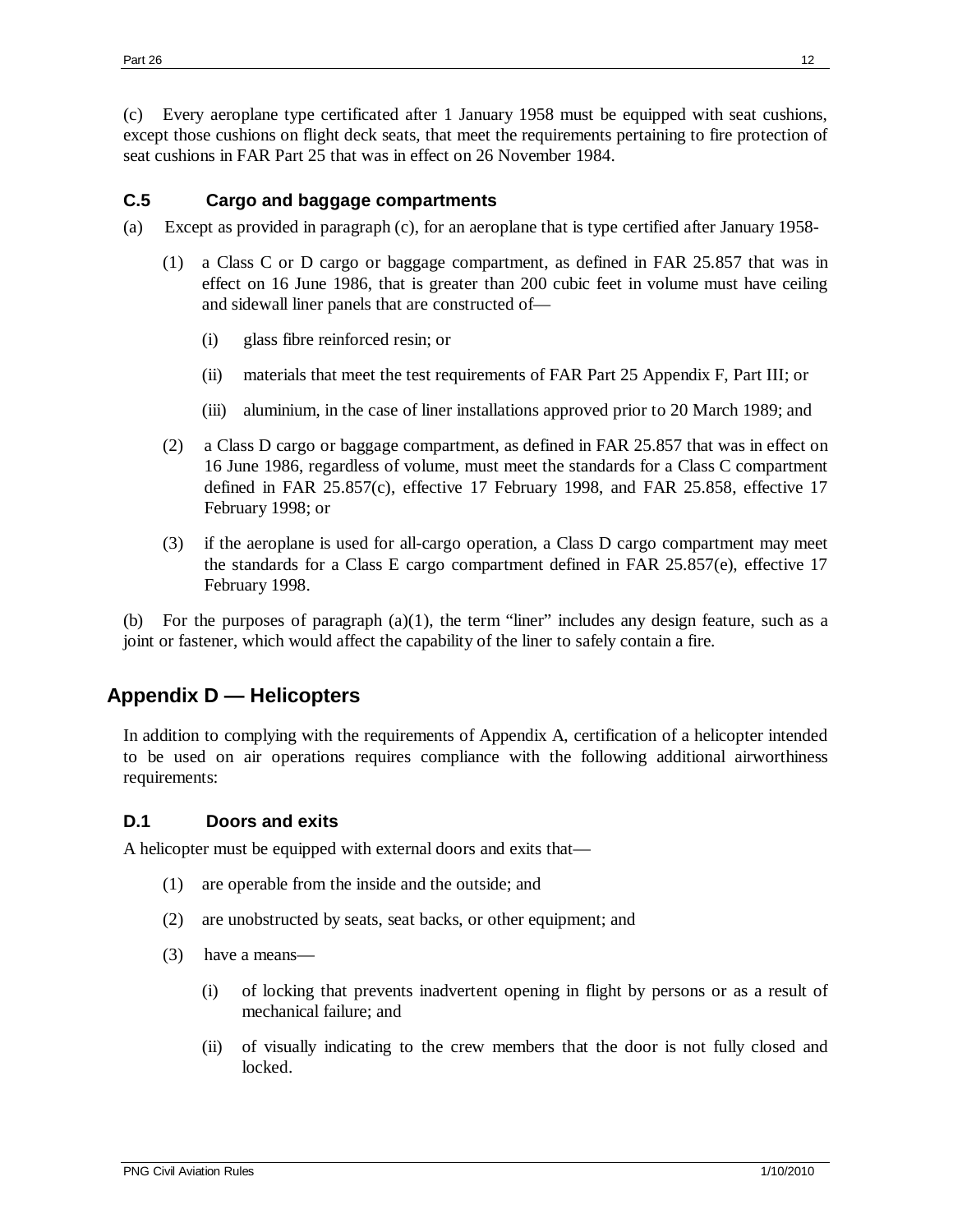(c) Every aeroplane type certificated after 1 January 1958 must be equipped with seat cushions, except those cushions on flight deck seats, that meet the requirements pertaining to fire protection of seat cushions in FAR Part 25 that was in effect on 26 November 1984.

### C.5 Cargo and baggage compartments

(a) Except as provided in paragraph (c), for an aeroplane that is type certified after January 1958-

(1) a Class C or D cargo or baggage compartment, as defined in FAR 25.857 that was in effect on 16 June 1986, that is greater than 200 cubic feet in volume must have ceiling and sidewall liner panels that are constructed of—

(i) glass fibre reinforced resin; or

(ii) materials that meet the test requirements of FAR Part 25 Appendix F, Part III; or

(iii) aluminium, in the case of liner installations approved prior to 20 March 1989; and

(2) a Class D cargo or baggage compartment, as defined in FAR 25.857 that was in effect on 16 June 1986, regardless of volume, must meet the standards for a Class C compartment defined in FAR 25.857(c), effective 17 February 1998, and FAR 25.858, effective 17 February 1998; or

(3) if the aeroplane is used for all-cargo operation, a Class D cargo compartment may meet the standards for a Class E cargo compartment defined in FAR 25.857(e), effective 17 February 1998.

(b) For the purposes of paragraph (a)(1), the term "liner" includes any design feature, such as a joint or fastener, which would affect the capability of the liner to safely contain a fire.

## Appendix D — Helicopters

In addition to complying with the requirements of Appendix A, certification of a helicopter intended to be used on air operations requires compliance with the following additional airworthiness requirements:

### D.1 Doors and exits

A helicopter must be equipped with external doors and exits that—

(1) are operable from the inside and the outside; and

(2) are unobstructed by seats, seat backs, or other equipment; and

(3) have a means—

(i) of locking that prevents inadvertent opening in flight by persons or as a result of mechanical failure; and

(ii) of visually indicating to the crew members that the door is not fully closed and locked.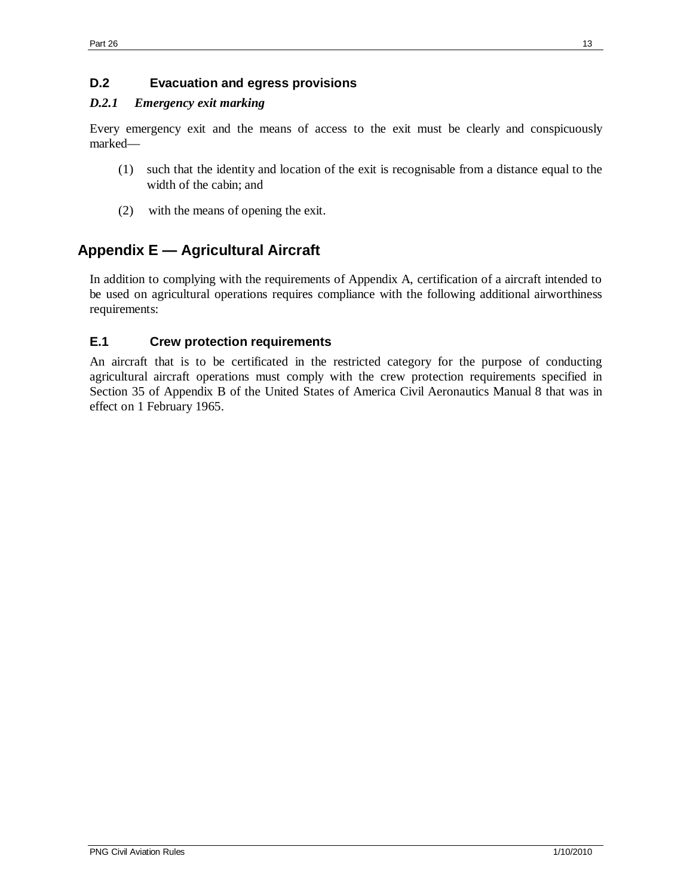### D.2 Evacuation and egress provisions

#### *D.2.1 Emergency exit marking*

Every emergency exit and the means of access to the exit must be clearly and conspicuously marked—

(1) such that the identity and location of the exit is recognisable from a distance equal to the width of the cabin; and

(2) with the means of opening the exit.

## Appendix E — Agricultural Aircraft

In addition to complying with the requirements of Appendix A, certification of a aircraft intended to be used on agricultural operations requires compliance with the following additional airworthiness requirements:

### E.1 Crew protection requirements

An aircraft that is to be certificated in the restricted category for the purpose of conducting agricultural aircraft operations must comply with the crew protection requirements specified in Section 35 of Appendix B of the United States of America Civil Aeronautics Manual 8 that was in effect on 1 February 1965.